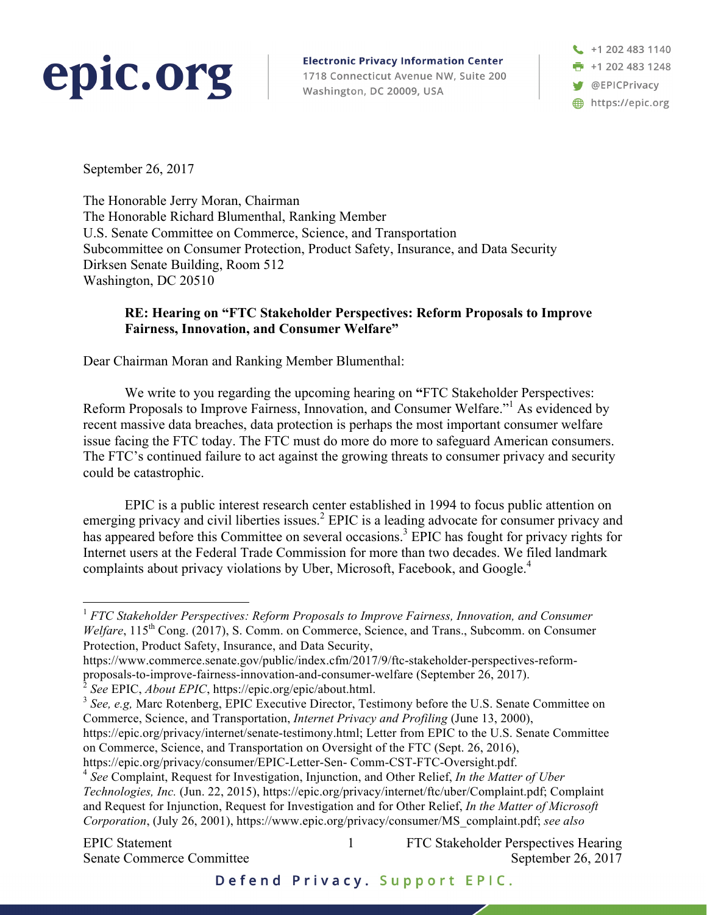**epic.org**

**Electronic Privacy Information Center**
1718 Connecticut Avenue NW, Suite 200
Washington, DC 20009, USA

+1 202 483 1140
+1 202 483 1248
@EPICPrivacy
https://epic.org

September 26, 2017

The Honorable Jerry Moran, Chairman
The Honorable Richard Blumenthal, Ranking Member
U.S. Senate Committee on Commerce, Science, and Transportation
Subcommittee on Consumer Protection, Product Safety, Insurance, and Data Security
Dirksen Senate Building, Room 512
Washington, DC 20510

**RE: Hearing on "FTC Stakeholder Perspectives: Reform Proposals to Improve Fairness, Innovation, and Consumer Welfare"**

Dear Chairman Moran and Ranking Member Blumenthal:

We write to you regarding the upcoming hearing on **"**FTC Stakeholder Perspectives: Reform Proposals to Improve Fairness, Innovation, and Consumer Welfare."[1] As evidenced by recent massive data breaches, data protection is perhaps the most important consumer welfare issue facing the FTC today. The FTC must do more do more to safeguard American consumers. The FTC's continued failure to act against the growing threats to consumer privacy and security could be catastrophic.

EPIC is a public interest research center established in 1994 to focus public attention on emerging privacy and civil liberties issues.[2] EPIC is a leading advocate for consumer privacy and has appeared before this Committee on several occasions.[3] EPIC has fought for privacy rights for Internet users at the Federal Trade Commission for more than two decades. We filed landmark complaints about privacy violations by Uber, Microsoft, Facebook, and Google.[4]

---

[1] *FTC Stakeholder Perspectives: Reform Proposals to Improve Fairness, Innovation, and Consumer Welfare*, 115th Cong. (2017), S. Comm. on Commerce, Science, and Trans., Subcomm. on Consumer Protection, Product Safety, Insurance, and Data Security, https://www.commerce.senate.gov/public/index.cfm/2017/9/ftc-stakeholder-perspectives-reform-proposals-to-improve-fairness-innovation-and-consumer-welfare (September 26, 2017).

[2] *See* EPIC, *About EPIC*, https://epic.org/epic/about.html.

[3] *See, e.g,* Marc Rotenberg, EPIC Executive Director, Testimony before the U.S. Senate Committee on Commerce, Science, and Transportation, *Internet Privacy and Profiling* (June 13, 2000), https://epic.org/privacy/internet/senate-testimony.html; Letter from EPIC to the U.S. Senate Committee on Commerce, Science, and Transportation on Oversight of the FTC (Sept. 26, 2016), https://epic.org/privacy/consumer/EPIC-Letter-Sen- Comm-CST-FTC-Oversight.pdf.

[4] *See* Complaint, Request for Investigation, Injunction, and Other Relief, *In the Matter of Uber Technologies, Inc.* (Jun. 22, 2015), https://epic.org/privacy/internet/ftc/uber/Complaint.pdf; Complaint and Request for Injunction, Request for Investigation and for Other Relief, *In the Matter of Microsoft Corporation*, (July 26, 2001), https://www.epic.org/privacy/consumer/MS_complaint.pdf; *see also*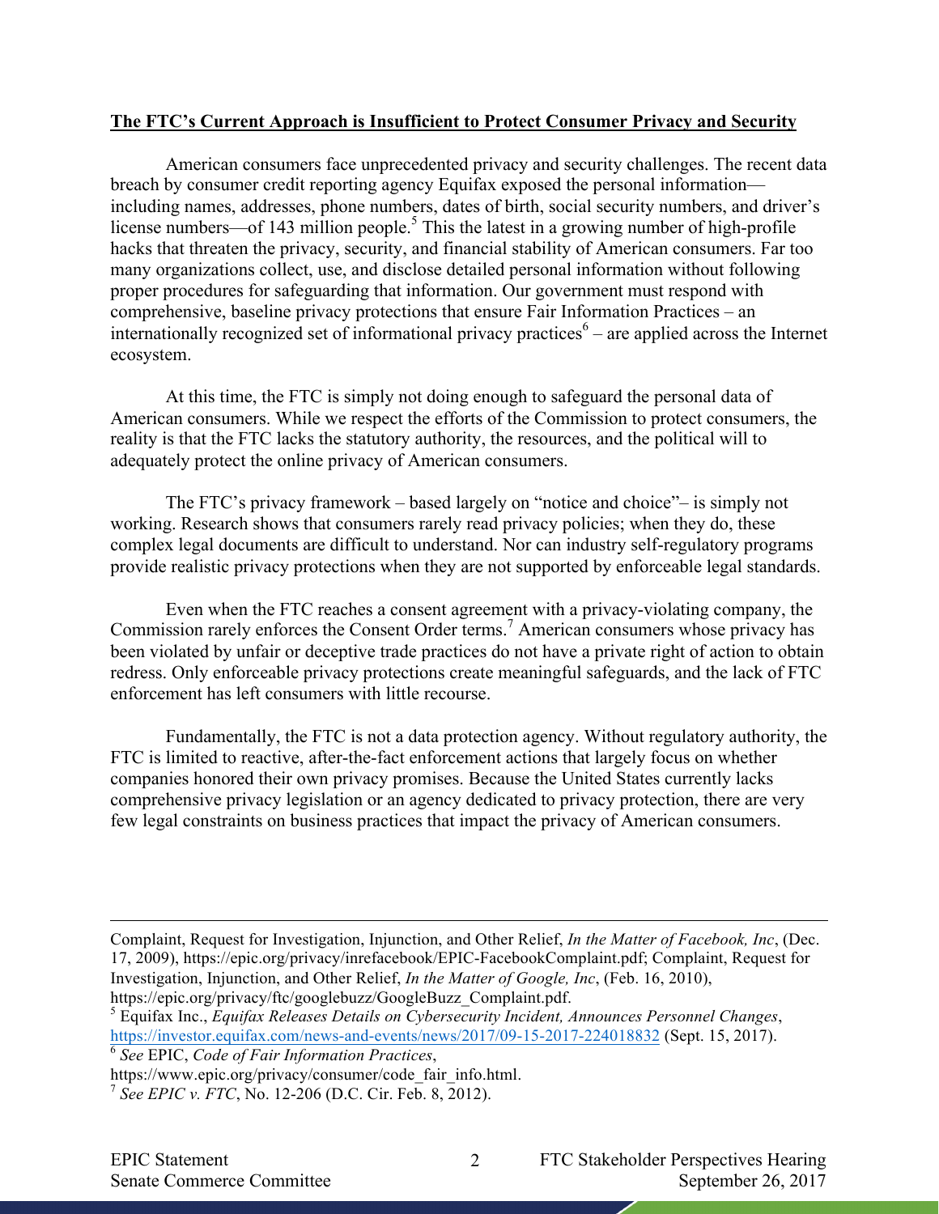**The FTC's Current Approach is Insufficient to Protect Consumer Privacy and Security**

American consumers face unprecedented privacy and security challenges. The recent data breach by consumer credit reporting agency Equifax exposed the personal information—including names, addresses, phone numbers, dates of birth, social security numbers, and driver's license numbers—of 143 million people.[5] This the latest in a growing number of high-profile hacks that threaten the privacy, security, and financial stability of American consumers. Far too many organizations collect, use, and disclose detailed personal information without following proper procedures for safeguarding that information. Our government must respond with comprehensive, baseline privacy protections that ensure Fair Information Practices – an internationally recognized set of informational privacy practices[6] – are applied across the Internet ecosystem.

At this time, the FTC is simply not doing enough to safeguard the personal data of American consumers. While we respect the efforts of the Commission to protect consumers, the reality is that the FTC lacks the statutory authority, the resources, and the political will to adequately protect the online privacy of American consumers.

The FTC's privacy framework – based largely on "notice and choice"– is simply not working. Research shows that consumers rarely read privacy policies; when they do, these complex legal documents are difficult to understand. Nor can industry self-regulatory programs provide realistic privacy protections when they are not supported by enforceable legal standards.

Even when the FTC reaches a consent agreement with a privacy-violating company, the Commission rarely enforces the Consent Order terms.[7] American consumers whose privacy has been violated by unfair or deceptive trade practices do not have a private right of action to obtain redress. Only enforceable privacy protections create meaningful safeguards, and the lack of FTC enforcement has left consumers with little recourse.

Fundamentally, the FTC is not a data protection agency. Without regulatory authority, the FTC is limited to reactive, after-the-fact enforcement actions that largely focus on whether companies honored their own privacy promises. Because the United States currently lacks comprehensive privacy legislation or an agency dedicated to privacy protection, there are very few legal constraints on business practices that impact the privacy of American consumers.

---

Complaint, Request for Investigation, Injunction, and Other Relief, *In the Matter of Facebook, Inc*, (Dec. 17, 2009), https://epic.org/privacy/inrefacebook/EPIC-FacebookComplaint.pdf; Complaint, Request for Investigation, Injunction, and Other Relief, *In the Matter of Google, Inc*, (Feb. 16, 2010), https://epic.org/privacy/ftc/googlebuzz/GoogleBuzz_Complaint.pdf.

[5] Equifax Inc., *Equifax Releases Details on Cybersecurity Incident, Announces Personnel Changes*, https://investor.equifax.com/news-and-events/news/2017/09-15-2017-224018832 (Sept. 15, 2017).

[6] *See* EPIC, *Code of Fair Information Practices*, https://www.epic.org/privacy/consumer/code_fair_info.html.

[7] *See EPIC v. FTC*, No. 12-206 (D.C. Cir. Feb. 8, 2012).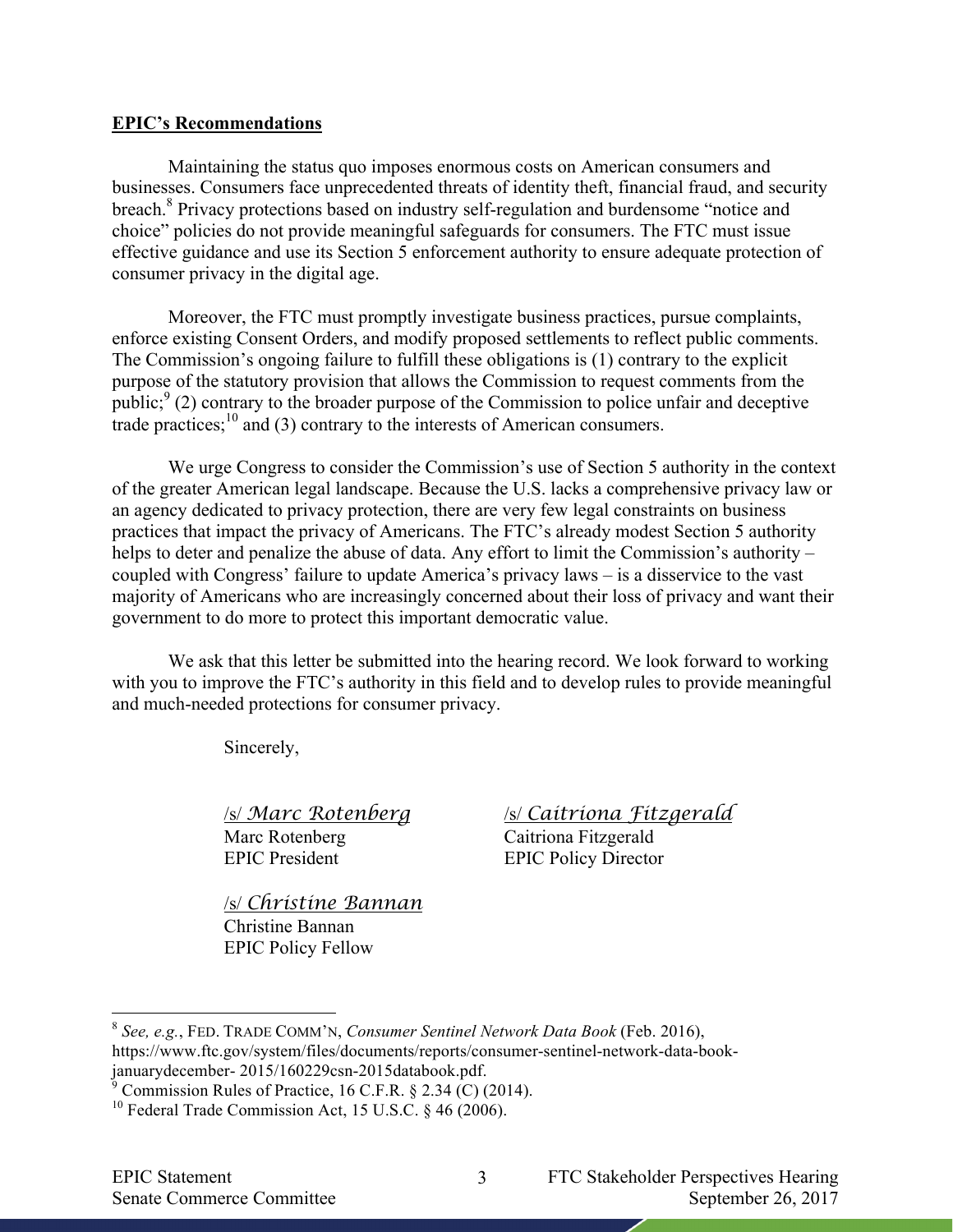**EPIC's Recommendations**

Maintaining the status quo imposes enormous costs on American consumers and businesses. Consumers face unprecedented threats of identity theft, financial fraud, and security breach.[8] Privacy protections based on industry self-regulation and burdensome "notice and choice" policies do not provide meaningful safeguards for consumers. The FTC must issue effective guidance and use its Section 5 enforcement authority to ensure adequate protection of consumer privacy in the digital age.

Moreover, the FTC must promptly investigate business practices, pursue complaints, enforce existing Consent Orders, and modify proposed settlements to reflect public comments. The Commission's ongoing failure to fulfill these obligations is (1) contrary to the explicit purpose of the statutory provision that allows the Commission to request comments from the public;[9] (2) contrary to the broader purpose of the Commission to police unfair and deceptive trade practices;[10] and (3) contrary to the interests of American consumers.

We urge Congress to consider the Commission's use of Section 5 authority in the context of the greater American legal landscape. Because the U.S. lacks a comprehensive privacy law or an agency dedicated to privacy protection, there are very few legal constraints on business practices that impact the privacy of Americans. The FTC's already modest Section 5 authority helps to deter and penalize the abuse of data. Any effort to limit the Commission's authority – coupled with Congress' failure to update America's privacy laws – is a disservice to the vast majority of Americans who are increasingly concerned about their loss of privacy and want their government to do more to protect this important democratic value.

We ask that this letter be submitted into the hearing record. We look forward to working with you to improve the FTC's authority in this field and to develop rules to provide meaningful and much-needed protections for consumer privacy.

Sincerely,

/s/ *Marc Rotenberg*
Marc Rotenberg
EPIC President

/s/ *Caitriona Fitzgerald*
Caitriona Fitzgerald
EPIC Policy Director

/s/ *Christine Bannan*
Christine Bannan
EPIC Policy Fellow

---

[8] *See, e.g.*, FED. TRADE COMM'N, *Consumer Sentinel Network Data Book* (Feb. 2016), https://www.ftc.gov/system/files/documents/reports/consumer-sentinel-network-data-book-januarydecember- 2015/160229csn-2015databook.pdf.

[9] Commission Rules of Practice, 16 C.F.R. § 2.34 (C) (2014).

[10] Federal Trade Commission Act, 15 U.S.C. § 46 (2006).